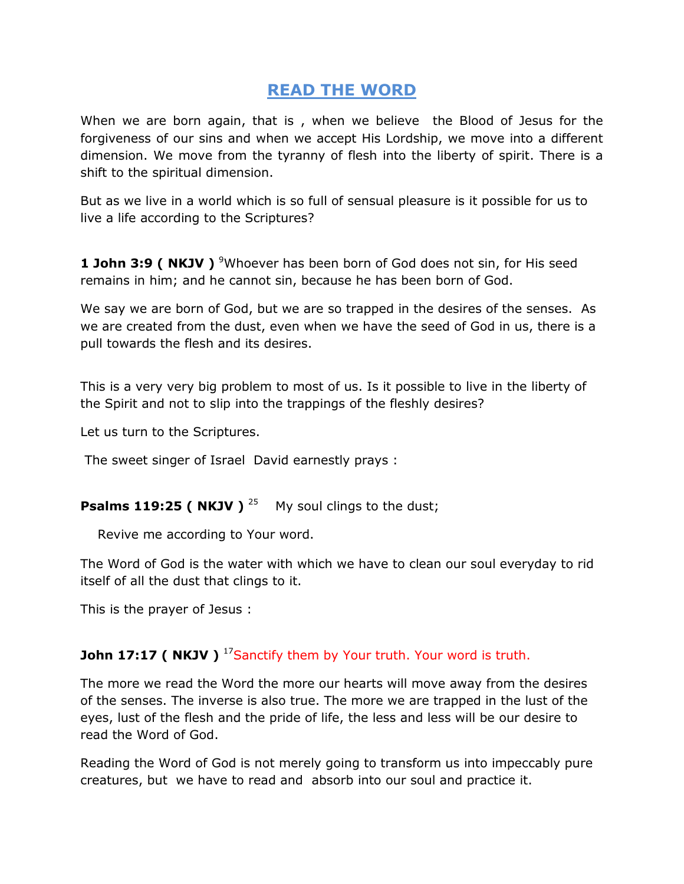# READ THE WORD

When we are born again, that is , when we believe the Blood of Jesus for the forgiveness of our sins and when we accept His Lordship, we move into a different dimension. We move from the tyranny of flesh into the liberty of spirit. There is a shift to the spiritual dimension.

But as we live in a world which is so full of sensual pleasure is it possible for us to live a life according to the Scriptures?

**1 John 3:9 ( NKJV )** [9]Whoever has been born of God does not sin, for His seed remains in him; and he cannot sin, because he has been born of God.

We say we are born of God, but we are so trapped in the desires of the senses. As we are created from the dust, even when we have the seed of God in us, there is a pull towards the flesh and its desires.

This is a very very big problem to most of us. Is it possible to live in the liberty of the Spirit and not to slip into the trappings of the fleshly desires?

Let us turn to the Scriptures.

The sweet singer of Israel David earnestly prays :

**Psalms 119:25 ( NKJV )** [25] My soul clings to the dust;

Revive me according to Your word.

The Word of God is the water with which we have to clean our soul everyday to rid itself of all the dust that clings to it.

This is the prayer of Jesus :

**John 17:17 ( NKJV )** [17]Sanctify them by Your truth. Your word is truth.

The more we read the Word the more our hearts will move away from the desires of the senses. The inverse is also true. The more we are trapped in the lust of the eyes, lust of the flesh and the pride of life, the less and less will be our desire to read the Word of God.

Reading the Word of God is not merely going to transform us into impeccably pure creatures, but we have to read and absorb into our soul and practice it.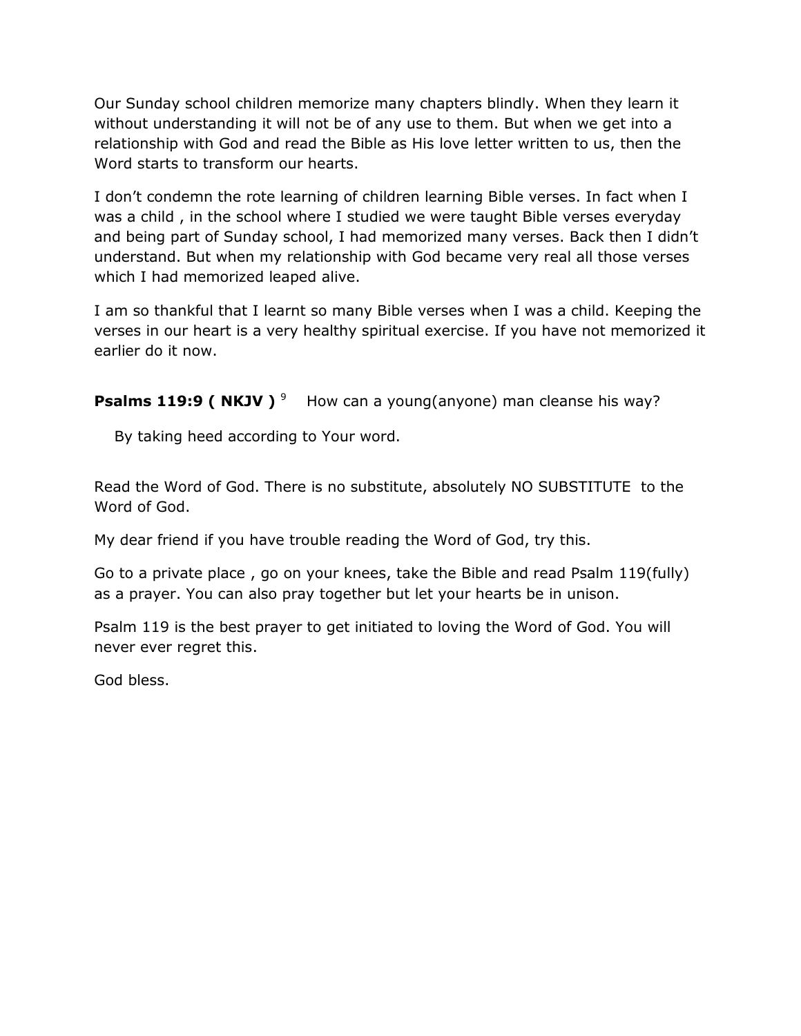Our Sunday school children memorize many chapters blindly. When they learn it without understanding it will not be of any use to them. But when we get into a relationship with God and read the Bible as His love letter written to us, then the Word starts to transform our hearts.

I don't condemn the rote learning of children learning Bible verses. In fact when I was a child , in the school where I studied we were taught Bible verses everyday and being part of Sunday school, I had memorized many verses. Back then I didn't understand. But when my relationship with God became very real all those verses which I had memorized leaped alive.

I am so thankful that I learnt so many Bible verses when I was a child. Keeping the verses in our heart is a very healthy spiritual exercise. If you have not memorized it earlier do it now.

**Psalms 119:9 ( NKJV )** [9] How can a young(anyone) man cleanse his way?

By taking heed according to Your word.

Read the Word of God. There is no substitute, absolutely NO SUBSTITUTE to the Word of God.

My dear friend if you have trouble reading the Word of God, try this.

Go to a private place , go on your knees, take the Bible and read Psalm 119(fully) as a prayer. You can also pray together but let your hearts be in unison.

Psalm 119 is the best prayer to get initiated to loving the Word of God. You will never ever regret this.

God bless.